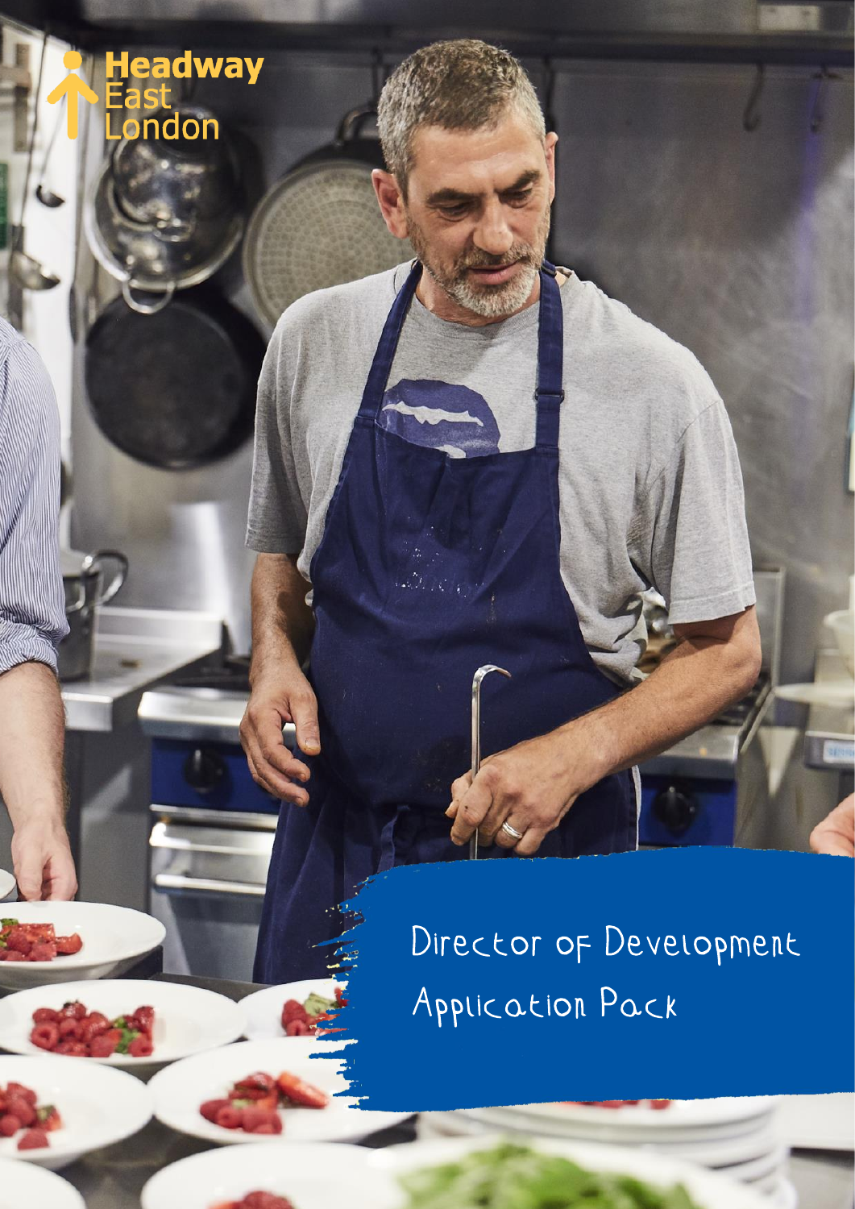Headway East London

# Director of Development Application Pack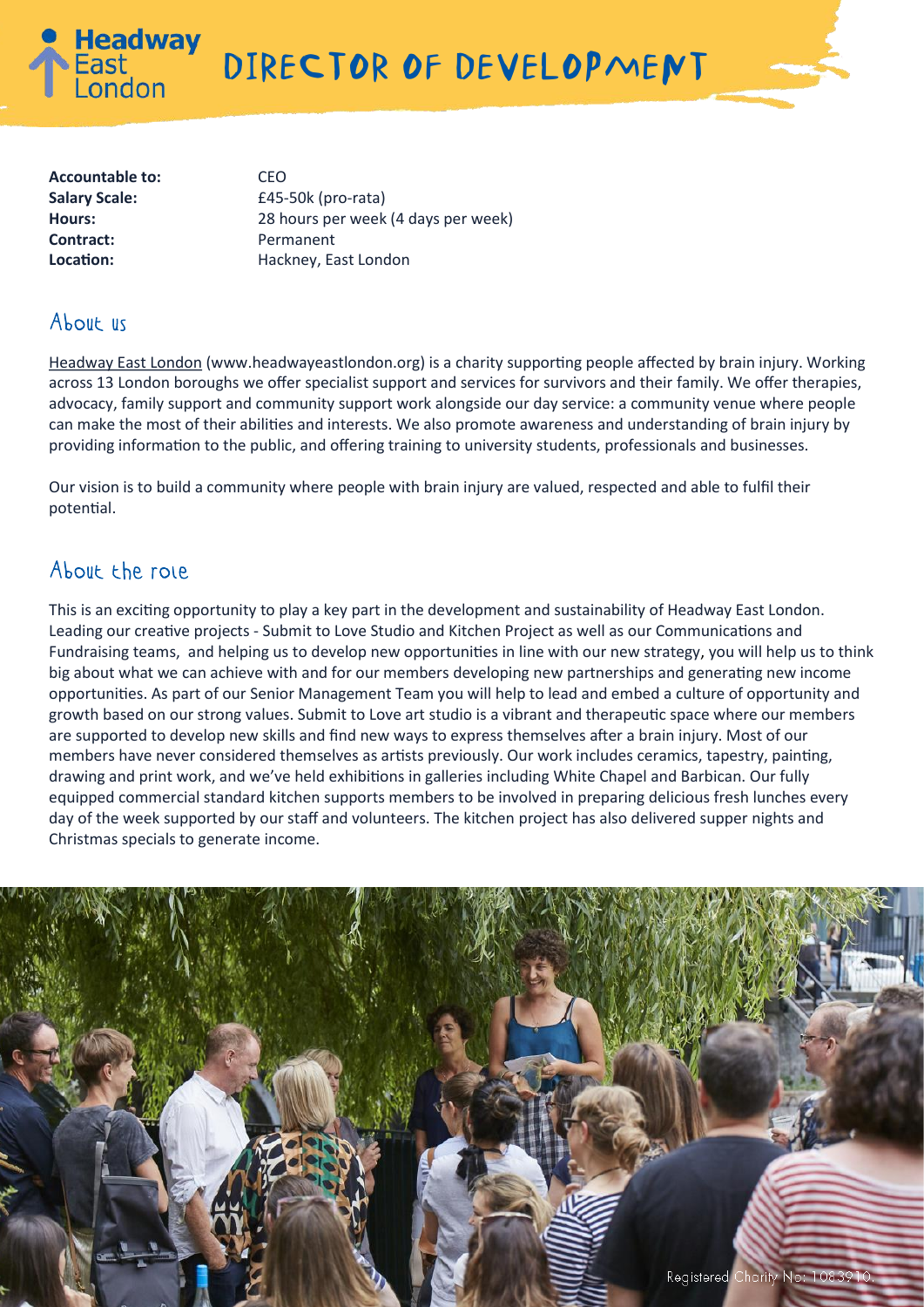# DIRECTOR OF DEVELOPMENT

**Accountable to:** CEO
**Salary Scale:** £45-50k (pro-rata)
**Hours:** 28 hours per week (4 days per week)
**Contract:** Permanent
**Location:** Hackney, East London

## About us

Headway East London (www.headwayeastlondon.org) is a charity supporting people affected by brain injury. Working across 13 London boroughs we offer specialist support and services for survivors and their family. We offer therapies, advocacy, family support and community support work alongside our day service: a community venue where people can make the most of their abilities and interests. We also promote awareness and understanding of brain injury by providing information to the public, and offering training to university students, professionals and businesses.

Our vision is to build a community where people with brain injury are valued, respected and able to fulfil their potential.

## About the role

This is an exciting opportunity to play a key part in the development and sustainability of Headway East London. Leading our creative projects - Submit to Love Studio and Kitchen Project as well as our Communications and Fundraising teams, and helping us to develop new opportunities in line with our new strategy, you will help us to think big about what we can achieve with and for our members developing new partnerships and generating new income opportunities. As part of our Senior Management Team you will help to lead and embed a culture of opportunity and growth based on our strong values. Submit to Love art studio is a vibrant and therapeutic space where our members are supported to develop new skills and find new ways to express themselves after a brain injury. Most of our members have never considered themselves as artists previously. Our work includes ceramics, tapestry, painting, drawing and print work, and we've held exhibitions in galleries including White Chapel and Barbican. Our fully equipped commercial standard kitchen supports members to be involved in preparing delicious fresh lunches every day of the week supported by our staff and volunteers. The kitchen project has also delivered supper nights and Christmas specials to generate income.

Registered Charity No: 1083910.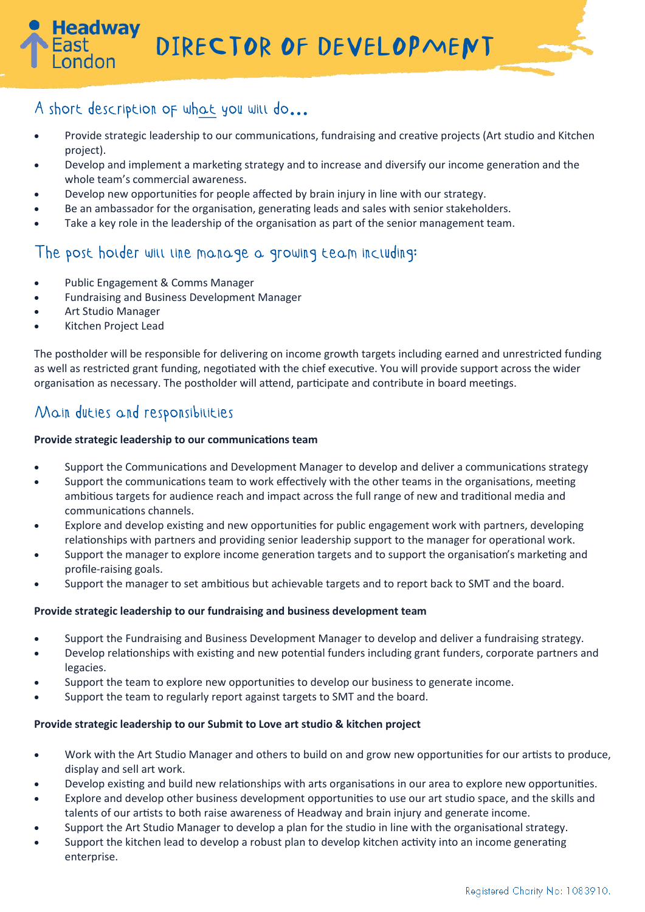# Headway East London

# DIRECTOR OF DEVELOPMENT

## A short description of what you will do…

- Provide strategic leadership to our communications, fundraising and creative projects (Art studio and Kitchen project).
- Develop and implement a marketing strategy and to increase and diversify our income generation and the whole team's commercial awareness.
- Develop new opportunities for people affected by brain injury in line with our strategy.
- Be an ambassador for the organisation, generating leads and sales with senior stakeholders.
- Take a key role in the leadership of the organisation as part of the senior management team.

## The post holder will line manage a growing team including:

- Public Engagement & Comms Manager
- Fundraising and Business Development Manager
- Art Studio Manager
- Kitchen Project Lead

The postholder will be responsible for delivering on income growth targets including earned and unrestricted funding as well as restricted grant funding, negotiated with the chief executive. You will provide support across the wider organisation as necessary. The postholder will attend, participate and contribute in board meetings.

## Main duties and responsibilities

**Provide strategic leadership to our communications team**

- Support the Communications and Development Manager to develop and deliver a communications strategy
- Support the communications team to work effectively with the other teams in the organisations, meeting ambitious targets for audience reach and impact across the full range of new and traditional media and communications channels.
- Explore and develop existing and new opportunities for public engagement work with partners, developing relationships with partners and providing senior leadership support to the manager for operational work.
- Support the manager to explore income generation targets and to support the organisation's marketing and profile-raising goals.
- Support the manager to set ambitious but achievable targets and to report back to SMT and the board.

**Provide strategic leadership to our fundraising and business development team**

- Support the Fundraising and Business Development Manager to develop and deliver a fundraising strategy.
- Develop relationships with existing and new potential funders including grant funders, corporate partners and legacies.
- Support the team to explore new opportunities to develop our business to generate income.
- Support the team to regularly report against targets to SMT and the board.

**Provide strategic leadership to our Submit to Love art studio & kitchen project**

- Work with the Art Studio Manager and others to build on and grow new opportunities for our artists to produce, display and sell art work.
- Develop existing and build new relationships with arts organisations in our area to explore new opportunities.
- Explore and develop other business development opportunities to use our art studio space, and the skills and talents of our artists to both raise awareness of Headway and brain injury and generate income.
- Support the Art Studio Manager to develop a plan for the studio in line with the organisational strategy.
- Support the kitchen lead to develop a robust plan to develop kitchen activity into an income generating enterprise.

Registered Charity No: 1083910.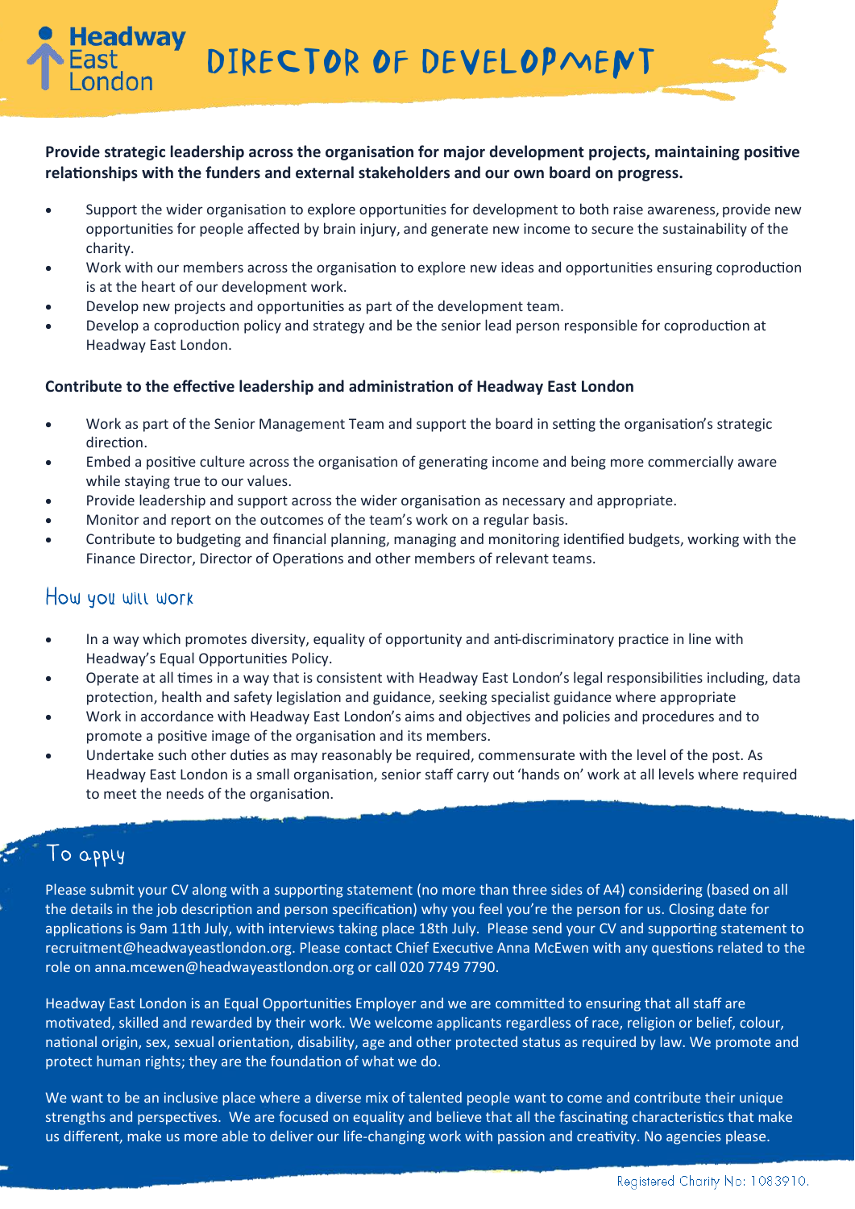# Headway East London

# DIRECTOR OF DEVELOPMENT

**Provide strategic leadership across the organisation for major development projects, maintaining positive relationships with the funders and external stakeholders and our own board on progress.**

- Support the wider organisation to explore opportunities for development to both raise awareness, provide new opportunities for people affected by brain injury, and generate new income to secure the sustainability of the charity.
- Work with our members across the organisation to explore new ideas and opportunities ensuring coproduction is at the heart of our development work.
- Develop new projects and opportunities as part of the development team.
- Develop a coproduction policy and strategy and be the senior lead person responsible for coproduction at Headway East London.

**Contribute to the effective leadership and administration of Headway East London**

- Work as part of the Senior Management Team and support the board in setting the organisation's strategic direction.
- Embed a positive culture across the organisation of generating income and being more commercially aware while staying true to our values.
- Provide leadership and support across the wider organisation as necessary and appropriate.
- Monitor and report on the outcomes of the team's work on a regular basis.
- Contribute to budgeting and financial planning, managing and monitoring identified budgets, working with the Finance Director, Director of Operations and other members of relevant teams.

## How you will work

- In a way which promotes diversity, equality of opportunity and anti-discriminatory practice in line with Headway's Equal Opportunities Policy.
- Operate at all times in a way that is consistent with Headway East London's legal responsibilities including, data protection, health and safety legislation and guidance, seeking specialist guidance where appropriate
- Work in accordance with Headway East London's aims and objectives and policies and procedures and to promote a positive image of the organisation and its members.
- Undertake such other duties as may reasonably be required, commensurate with the level of the post. As Headway East London is a small organisation, senior staff carry out 'hands on' work at all levels where required to meet the needs of the organisation.

## To apply

Please submit your CV along with a supporting statement (no more than three sides of A4) considering (based on all the details in the job description and person specification) why you feel you're the person for us. Closing date for applications is 9am 11th July, with interviews taking place 18th July. Please send your CV and supporting statement to recruitment@headwayeastlondon.org. Please contact Chief Executive Anna McEwen with any questions related to the role on anna.mcewen@headwayeastlondon.org or call 020 7749 7790.

Headway East London is an Equal Opportunities Employer and we are committed to ensuring that all staff are motivated, skilled and rewarded by their work. We welcome applicants regardless of race, religion or belief, colour, national origin, sex, sexual orientation, disability, age and other protected status as required by law. We promote and protect human rights; they are the foundation of what we do.

We want to be an inclusive place where a diverse mix of talented people want to come and contribute their unique strengths and perspectives. We are focused on equality and believe that all the fascinating characteristics that make us different, make us more able to deliver our life-changing work with passion and creativity. No agencies please.

Registered Charity No: 1083910.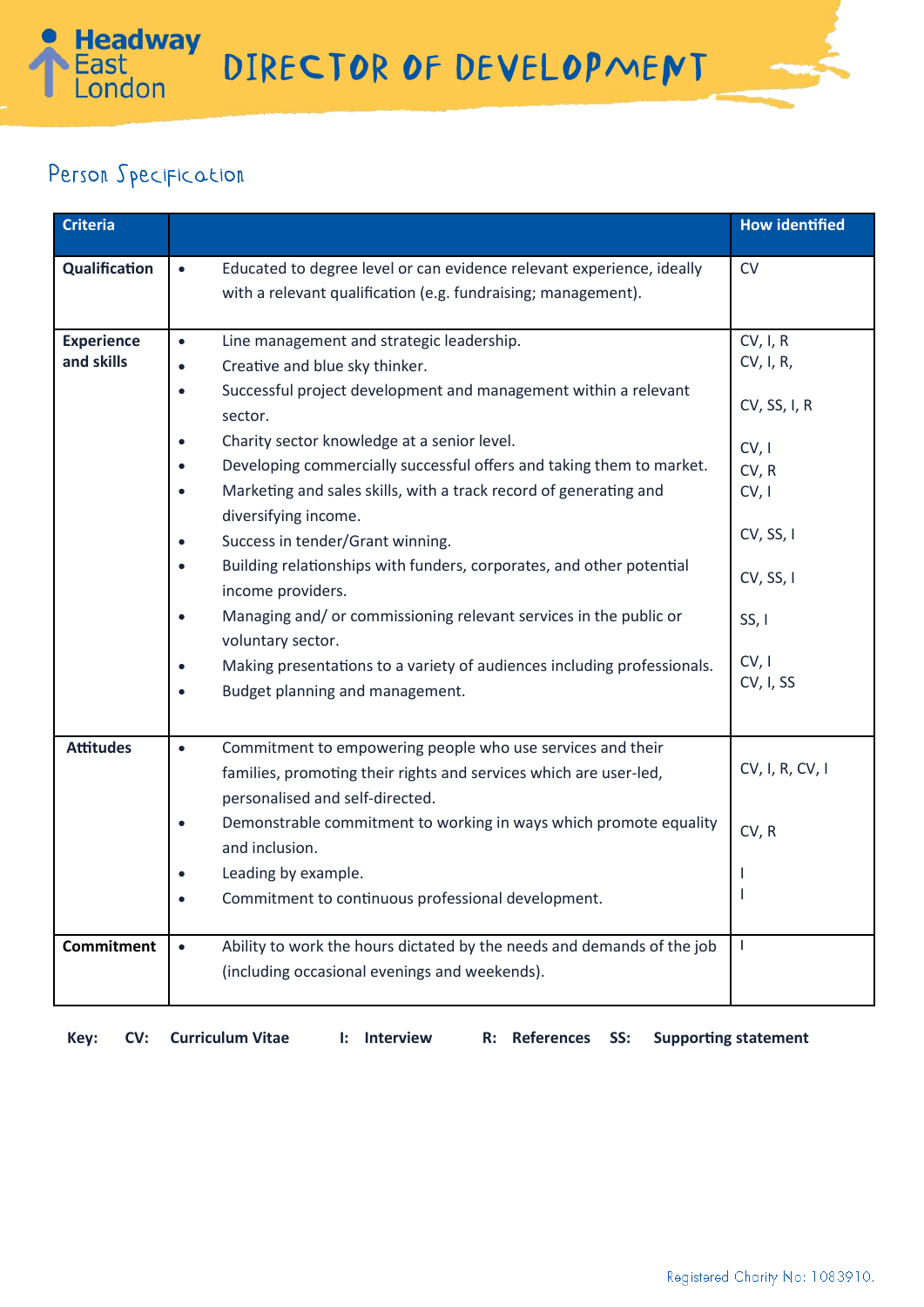# DIRECTOR OF DEVELOPMENT

## Person Specification

| Criteria | | How identified |
|---|---|---|
| **Qualification** | • Educated to degree level or can evidence relevant experience, ideally with a relevant qualification (e.g. fundraising; management). | CV |
| **Experience and skills** | • Line management and strategic leadership.<br>• Creative and blue sky thinker.<br>• Successful project development and management within a relevant sector.<br>• Charity sector knowledge at a senior level.<br>• Developing commercially successful offers and taking them to market.<br>• Marketing and sales skills, with a track record of generating and diversifying income.<br>• Success in tender/Grant winning.<br>• Building relationships with funders, corporates, and other potential income providers.<br>• Managing and/ or commissioning relevant services in the public or voluntary sector.<br>• Making presentations to a variety of audiences including professionals.<br>• Budget planning and management. | CV, I, R<br>CV, I, R,<br>CV, SS, I, R<br>CV, I<br>CV, R<br>CV, I<br>CV, SS, I<br>CV, SS, I<br>SS, I<br>CV, I<br>CV, I, SS |
| **Attitudes** | • Commitment to empowering people who use services and their families, promoting their rights and services which are user-led, personalised and self-directed.<br>• Demonstrable commitment to working in ways which promote equality and inclusion.<br>• Leading by example.<br>• Commitment to continuous professional development. | CV, I, R, CV, I<br>CV, R<br>I<br>I |
| **Commitment** | • Ability to work the hours dictated by the needs and demands of the job (including occasional evenings and weekends). | I |

**Key: CV: Curriculum Vitae I: Interview R: References SS: Supporting statement**

Registered Charity No: 1083910.